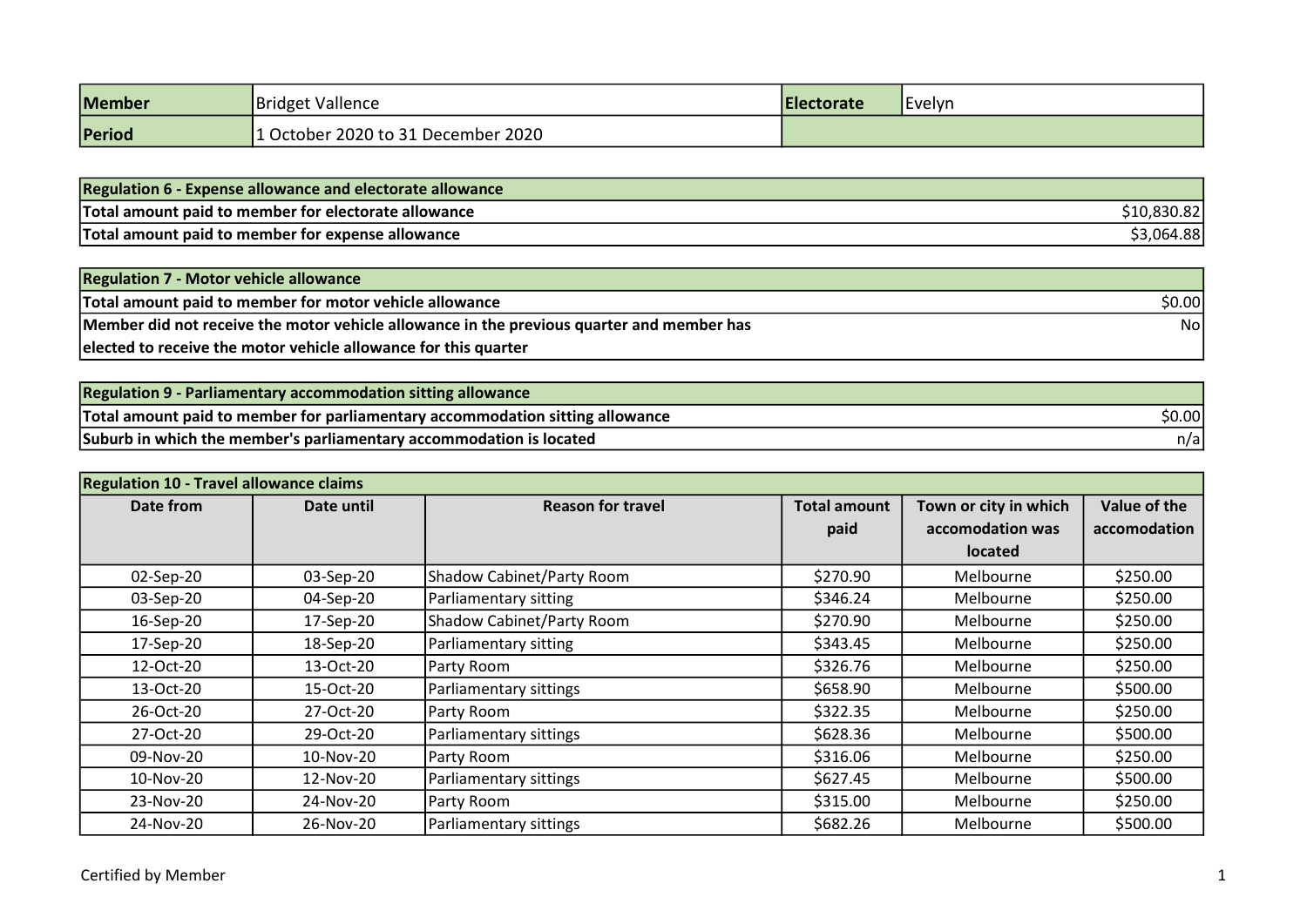| Member | Bridget Vallence | Electorate | Evelyn |
|---|---|---|---|
| Period | 1 October 2020 to 31 December 2020 | | |

| Regulation 6 - Expense allowance and electorate allowance | |
|---|---|
| Total amount paid to member for electorate allowance | $10,830.82 |
| Total amount paid to member for expense allowance | $3,064.88 |

| Regulation 7 - Motor vehicle allowance | |
|---|---|
| Total amount paid to member for motor vehicle allowance | $0.00 |
| Member did not receive the motor vehicle allowance in the previous quarter and member has elected to receive the motor vehicle allowance for this quarter | No |

| Regulation 9 - Parliamentary accommodation sitting allowance | |
|---|---|
| Total amount paid to member for parliamentary accommodation sitting allowance | $0.00 |
| Suburb in which the member's parliamentary accommodation is located | n/a |

**Regulation 10 - Travel allowance claims**

| Date from | Date until | Reason for travel | Total amount paid | Town or city in which accomodation was located | Value of the accomodation |
|---|---|---|---|---|---|
| 02-Sep-20 | 03-Sep-20 | Shadow Cabinet/Party Room | $270.90 | Melbourne | $250.00 |
| 03-Sep-20 | 04-Sep-20 | Parliamentary sitting | $346.24 | Melbourne | $250.00 |
| 16-Sep-20 | 17-Sep-20 | Shadow Cabinet/Party Room | $270.90 | Melbourne | $250.00 |
| 17-Sep-20 | 18-Sep-20 | Parliamentary sitting | $343.45 | Melbourne | $250.00 |
| 12-Oct-20 | 13-Oct-20 | Party Room | $326.76 | Melbourne | $250.00 |
| 13-Oct-20 | 15-Oct-20 | Parliamentary sittings | $658.90 | Melbourne | $500.00 |
| 26-Oct-20 | 27-Oct-20 | Party Room | $322.35 | Melbourne | $250.00 |
| 27-Oct-20 | 29-Oct-20 | Parliamentary sittings | $628.36 | Melbourne | $500.00 |
| 09-Nov-20 | 10-Nov-20 | Party Room | $316.06 | Melbourne | $250.00 |
| 10-Nov-20 | 12-Nov-20 | Parliamentary sittings | $627.45 | Melbourne | $500.00 |
| 23-Nov-20 | 24-Nov-20 | Party Room | $315.00 | Melbourne | $250.00 |
| 24-Nov-20 | 26-Nov-20 | Parliamentary sittings | $682.26 | Melbourne | $500.00 |

Certified by Member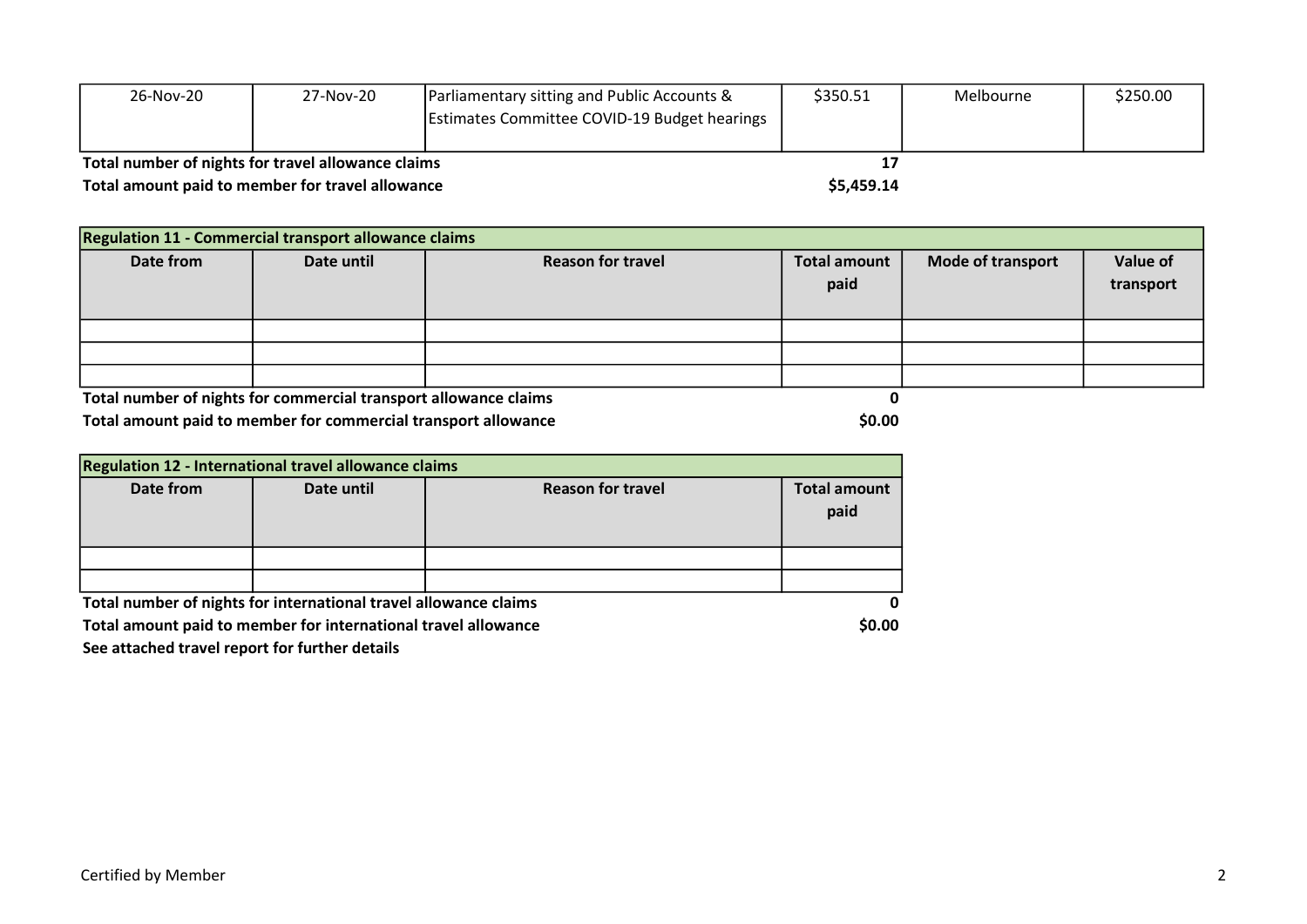| | | | | | |
|---|---|---|---|---|---|
| 26-Nov-20 | 27-Nov-20 | Parliamentary sitting and Public Accounts & Estimates Committee COVID-19 Budget hearings | $350.51 | Melbourne | $250.00 |

**Total number of nights for travel allowance claims** **17**

**Total amount paid to member for travel allowance** **$5,459.14**

| Regulation 11 - Commercial transport allowance claims | | | | | |
|---|---|---|---|---|---|
| **Date from** | **Date until** | **Reason for travel** | **Total amount paid** | **Mode of transport** | **Value of transport** |
| | | | | | |
| | | | | | |
| | | | | | |

**Total number of nights for commercial transport allowance claims** **0**

**Total amount paid to member for commercial transport allowance** **$0.00**

| Regulation 12 - International travel allowance claims | | | |
|---|---|---|---|
| **Date from** | **Date until** | **Reason for travel** | **Total amount paid** |
| | | | |
| | | | |

**Total number of nights for international travel allowance claims** **0**

**Total amount paid to member for international travel allowance** **$0.00**

**See attached travel report for further details**

Certified by Member